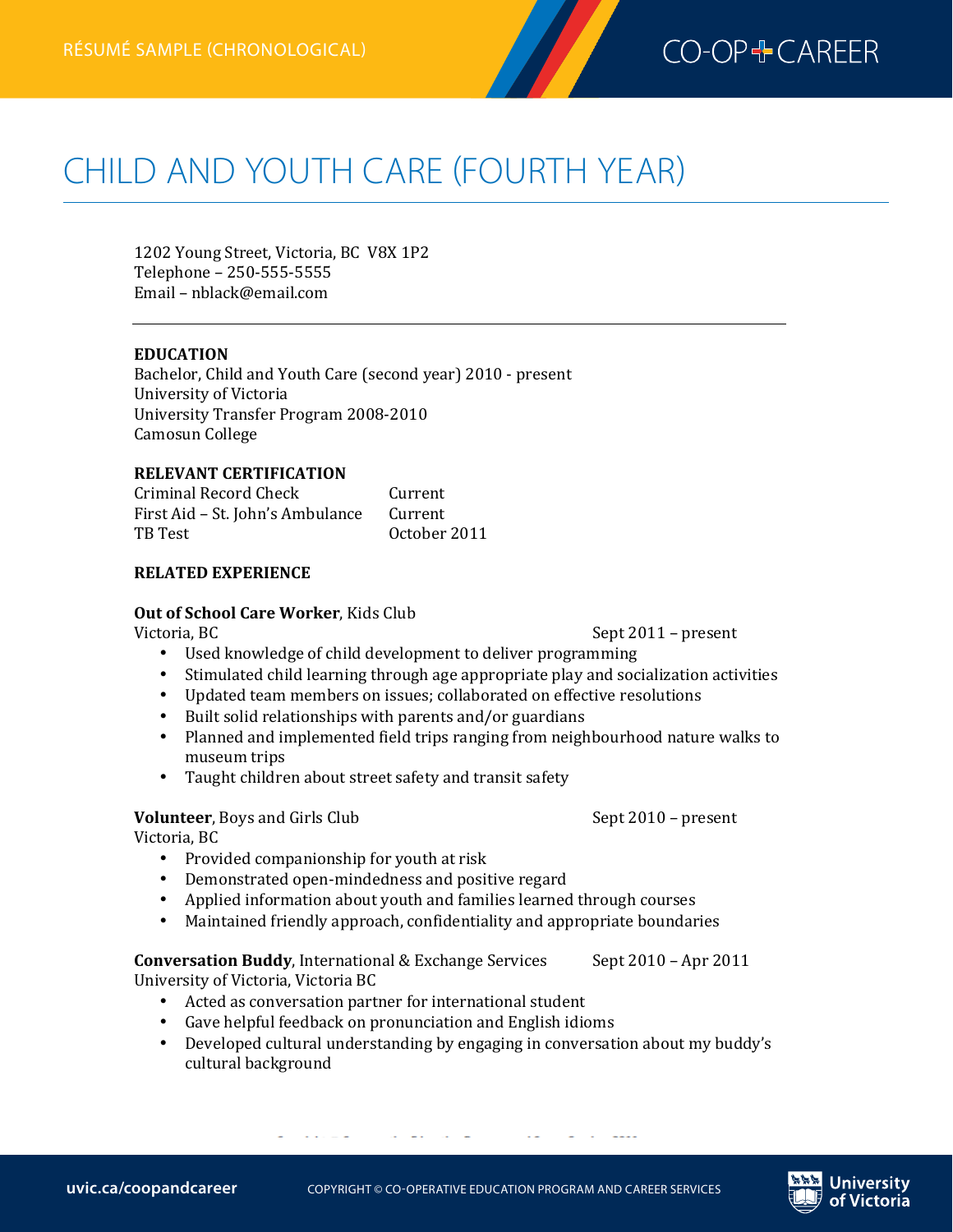RÉSUMÉ SAMPLE (CHRONOLOGICAL)

# CHILD AND YOUTH CARE (FOURTH YEAR)

1202 Young Street, Victoria, BC V8X 1P2
Telephone – 250-555-5555
Email – nblack@email.com

---

**EDUCATION**

Bachelor, Child and Youth Care (second year) 2010 - present
University of Victoria
University Transfer Program 2008-2010
Camosun College

**RELEVANT CERTIFICATION**

| | |
|---|---|
| Criminal Record Check | Current |
| First Aid – St. John's Ambulance | Current |
| TB Test | October 2011 |

**RELATED EXPERIENCE**

**Out of School Care Worker**, Kids Club
Victoria, BC — Sept 2011 – present

- Used knowledge of child development to deliver programming
- Stimulated child learning through age appropriate play and socialization activities
- Updated team members on issues; collaborated on effective resolutions
- Built solid relationships with parents and/or guardians
- Planned and implemented field trips ranging from neighbourhood nature walks to museum trips
- Taught children about street safety and transit safety

**Volunteer**, Boys and Girls Club — Sept 2010 – present
Victoria, BC

- Provided companionship for youth at risk
- Demonstrated open-mindedness and positive regard
- Applied information about youth and families learned through courses
- Maintained friendly approach, confidentiality and appropriate boundaries

**Conversation Buddy**, International & Exchange Services — Sept 2010 – Apr 2011
University of Victoria, Victoria BC

- Acted as conversation partner for international student
- Gave helpful feedback on pronunciation and English idioms
- Developed cultural understanding by engaging in conversation about my buddy's cultural background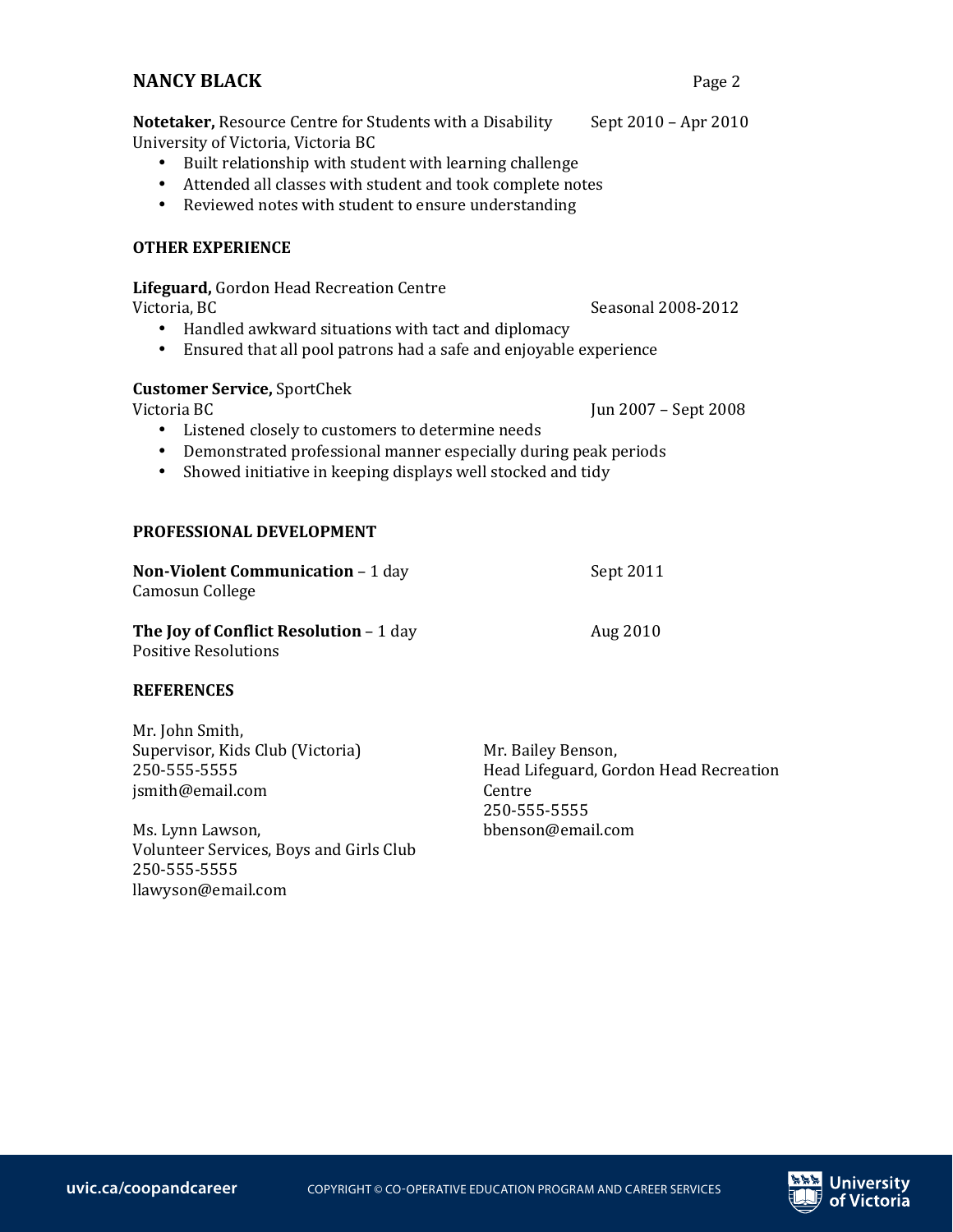**Notetaker,** Resource Centre for Students with a Disability Sept 2010 – Apr 2010
University of Victoria, Victoria BC

- Built relationship with student with learning challenge
- Attended all classes with student and took complete notes
- Reviewed notes with student to ensure understanding

### OTHER EXPERIENCE

**Lifeguard,** Gordon Head Recreation Centre
Victoria, BC Seasonal 2008-2012

- Handled awkward situations with tact and diplomacy
- Ensured that all pool patrons had a safe and enjoyable experience

**Customer Service,** SportChek
Victoria BC Jun 2007 – Sept 2008

- Listened closely to customers to determine needs
- Demonstrated professional manner especially during peak periods
- Showed initiative in keeping displays well stocked and tidy

### PROFESSIONAL DEVELOPMENT

**Non-Violent Communication** – 1 day Sept 2011
Camosun College

**The Joy of Conflict Resolution** – 1 day Aug 2010
Positive Resolutions

### REFERENCES

Mr. John Smith,
Supervisor, Kids Club (Victoria)
250-555-5555
jsmith@email.com

Ms. Lynn Lawson,
Volunteer Services, Boys and Girls Club
250-555-5555
llawyson@email.com

Mr. Bailey Benson,
Head Lifeguard, Gordon Head Recreation Centre
250-555-5555
bbenson@email.com